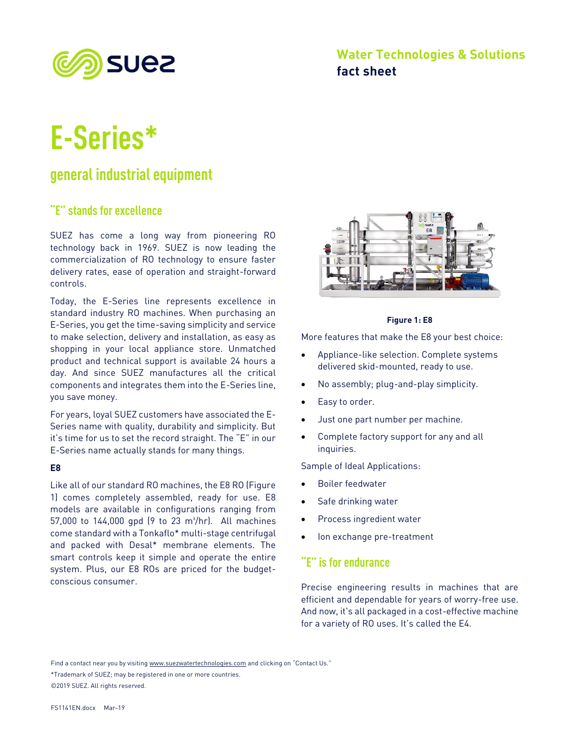Water Technologies & Solutions
**fact sheet**

# E-Series*

## general industrial equipment

### "E" stands for excellence

SUEZ has come a long way from pioneering RO technology back in 1969. SUEZ is now leading the commercialization of RO technology to ensure faster delivery rates, ease of operation and straight-forward controls.

Today, the E-Series line represents excellence in standard industry RO machines. When purchasing an E-Series, you get the time-saving simplicity and service to make selection, delivery and installation, as easy as shopping in your local appliance store. Unmatched product and technical support is available 24 hours a day. And since SUEZ manufactures all the critical components and integrates them into the E-Series line, you save money.

For years, loyal SUEZ customers have associated the E-Series name with quality, durability and simplicity. But it's time for us to set the record straight. The "E" in our E-Series name actually stands for many things.

**E8**

Like all of our standard RO machines, the E8 RO (Figure 1) comes completely assembled, ready for use. E8 models are available in configurations ranging from 57,000 to 144,000 gpd (9 to 23 $m^3$/hr). All machines come standard with a Tonkaflo* multi-stage centrifugal and packed with Desal* membrane elements. The smart controls keep it simple and operate the entire system. Plus, our E8 ROs are priced for the budget-conscious consumer.

**Figure 1: E8**

More features that make the E8 your best choice:

- Appliance-like selection. Complete systems delivered skid-mounted, ready to use.
- No assembly; plug-and-play simplicity.
- Easy to order.
- Just one part number per machine.
- Complete factory support for any and all inquiries.

Sample of Ideal Applications:

- Boiler feedwater
- Safe drinking water
- Process ingredient water
- Ion exchange pre-treatment

### "E" is for endurance

Precise engineering results in machines that are efficient and dependable for years of worry-free use. And now, it's all packaged in a cost-effective machine for a variety of RO uses. It's called the E4.

Find a contact near you by visiting www.suezwatertechnologies.com and clicking on "Contact Us."

*Trademark of SUEZ; may be registered in one or more countries.

©2019 SUEZ. All rights reserved.

FS1141EN.docx Mar-19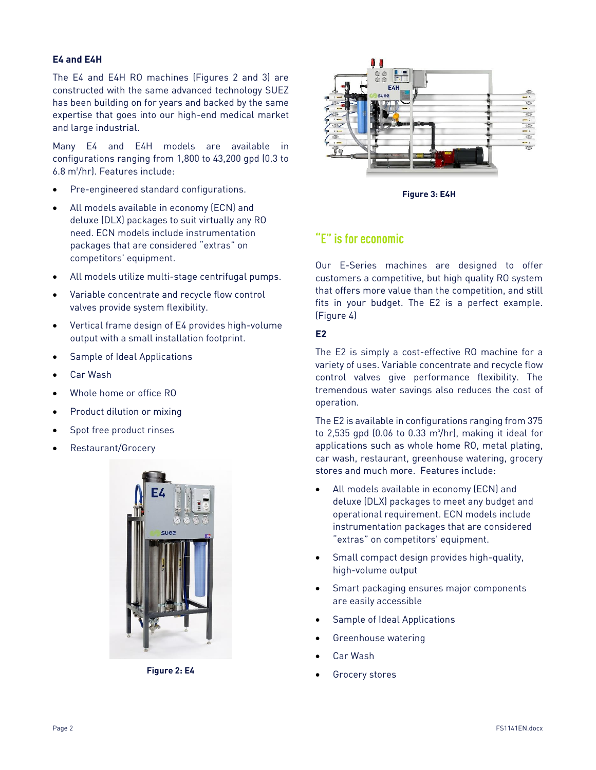### E4 and E4H

The E4 and E4H RO machines (Figures 2 and 3) are constructed with the same advanced technology SUEZ has been building on for years and backed by the same expertise that goes into our high-end medical market and large industrial.

Many E4 and E4H models are available in configurations ranging from 1,800 to 43,200 gpd (0.3 to 6.8 $m^3$/hr). Features include:

- Pre-engineered standard configurations.
- All models available in economy (ECN) and deluxe (DLX) packages to suit virtually any RO need. ECN models include instrumentation packages that are considered "extras" on competitors' equipment.
- All models utilize multi-stage centrifugal pumps.
- Variable concentrate and recycle flow control valves provide system flexibility.
- Vertical frame design of E4 provides high-volume output with a small installation footprint.
- Sample of Ideal Applications
- Car Wash
- Whole home or office RO
- Product dilution or mixing
- Spot free product rinses
- Restaurant/Grocery

**Figure 2: E4**

**Figure 3: E4H**

## "E" is for economic

Our E-Series machines are designed to offer customers a competitive, but high quality RO system that offers more value than the competition, and still fits in your budget. The E2 is a perfect example. (Figure 4)

### E2

The E2 is simply a cost-effective RO machine for a variety of uses. Variable concentrate and recycle flow control valves give performance flexibility. The tremendous water savings also reduces the cost of operation.

The E2 is available in configurations ranging from 375 to 2,535 gpd (0.06 to 0.33 $m^3$/hr), making it ideal for applications such as whole home RO, metal plating, car wash, restaurant, greenhouse watering, grocery stores and much more. Features include:

- All models available in economy (ECN) and deluxe (DLX) packages to meet any budget and operational requirement. ECN models include instrumentation packages that are considered "extras" on competitors' equipment.
- Small compact design provides high-quality, high-volume output
- Smart packaging ensures major components are easily accessible
- Sample of Ideal Applications
- Greenhouse watering
- Car Wash
- Grocery stores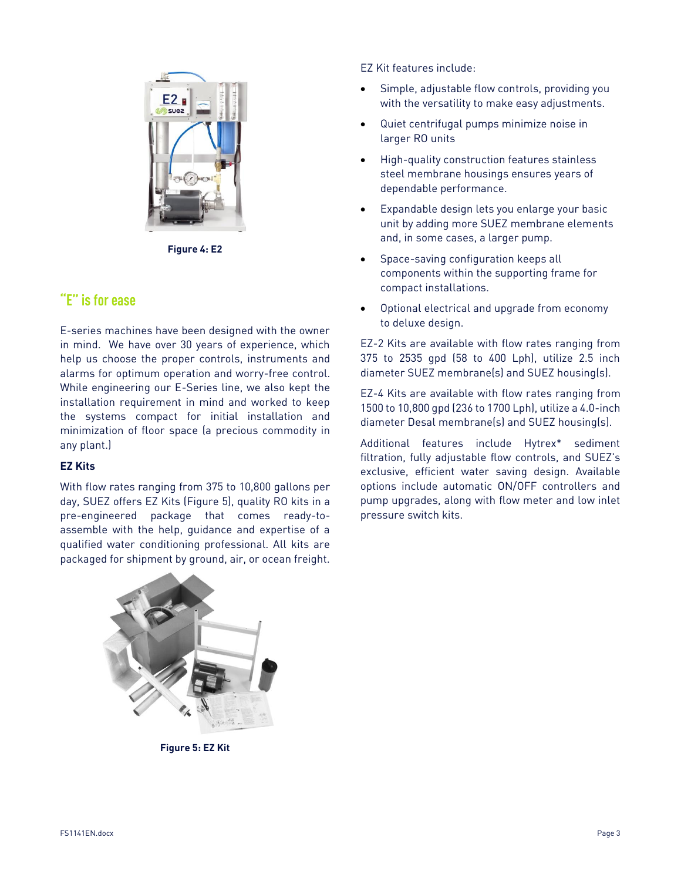Figure 4: E2

## "E" is for ease

E-series machines have been designed with the owner in mind. We have over 30 years of experience, which help us choose the proper controls, instruments and alarms for optimum operation and worry-free control. While engineering our E-Series line, we also kept the installation requirement in mind and worked to keep the systems compact for initial installation and minimization of floor space (a precious commodity in any plant.)

### EZ Kits

With flow rates ranging from 375 to 10,800 gallons per day, SUEZ offers EZ Kits (Figure 5), quality RO kits in a pre-engineered package that comes ready-to-assemble with the help, guidance and expertise of a qualified water conditioning professional. All kits are packaged for shipment by ground, air, or ocean freight.

Figure 5: EZ Kit

EZ Kit features include:

- Simple, adjustable flow controls, providing you with the versatility to make easy adjustments.
- Quiet centrifugal pumps minimize noise in larger RO units
- High-quality construction features stainless steel membrane housings ensures years of dependable performance.
- Expandable design lets you enlarge your basic unit by adding more SUEZ membrane elements and, in some cases, a larger pump.
- Space-saving configuration keeps all components within the supporting frame for compact installations.
- Optional electrical and upgrade from economy to deluxe design.

EZ-2 Kits are available with flow rates ranging from 375 to 2535 gpd (58 to 400 Lph), utilize 2.5 inch diameter SUEZ membrane(s) and SUEZ housing(s).

EZ-4 Kits are available with flow rates ranging from 1500 to 10,800 gpd (236 to 1700 Lph), utilize a 4.0-inch diameter Desal membrane(s) and SUEZ housing(s).

Additional features include Hytrex* sediment filtration, fully adjustable flow controls, and SUEZ's exclusive, efficient water saving design. Available options include automatic ON/OFF controllers and pump upgrades, along with flow meter and low inlet pressure switch kits.